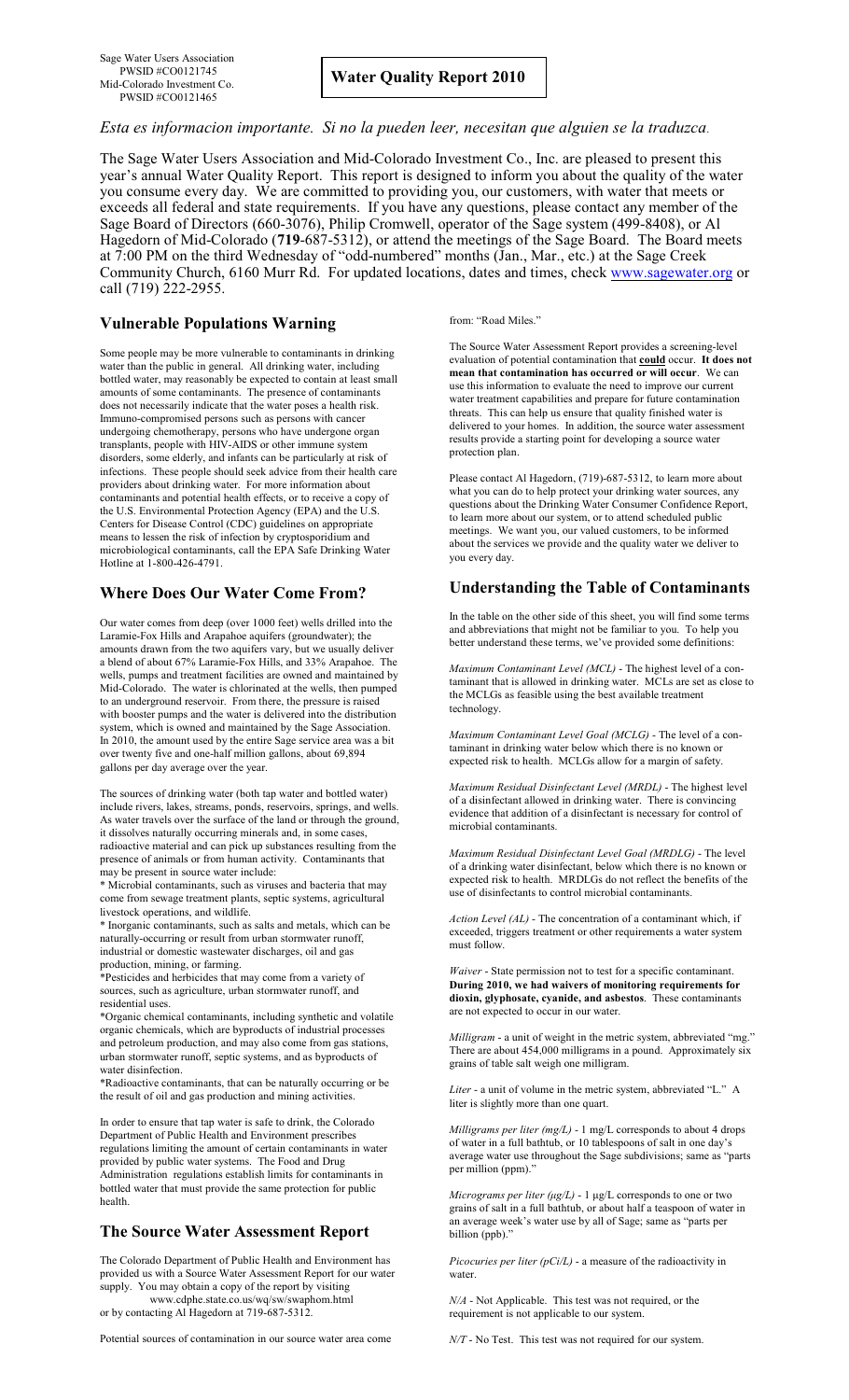Sage Water Users Association
PWSID #CO0121745
Mid-Colorado Investment Co.
PWSID #CO0121465

# Water Quality Report 2010

*Esta es informacion importante. Si no la pueden leer, necesitan que alguien se la traduzca.*

The Sage Water Users Association and Mid-Colorado Investment Co., Inc. are pleased to present this year's annual Water Quality Report. This report is designed to inform you about the quality of the water you consume every day. We are committed to providing you, our customers, with water that meets or exceeds all federal and state requirements. If you have any questions, please contact any member of the Sage Board of Directors (660-3076), Philip Cromwell, operator of the Sage system (499-8408), or Al Hagedorn of Mid-Colorado (**719**-687-5312), or attend the meetings of the Sage Board. The Board meets at 7:00 PM on the third Wednesday of "odd-numbered" months (Jan., Mar., etc.) at the Sage Creek Community Church, 6160 Murr Rd. For updated locations, dates and times, check www.sagewater.org or call (719) 222-2955.

## Vulnerable Populations Warning

Some people may be more vulnerable to contaminants in drinking water than the public in general. All drinking water, including bottled water, may reasonably be expected to contain at least small amounts of some contaminants. The presence of contaminants does not necessarily indicate that the water poses a health risk. Immuno-compromised persons such as persons with cancer undergoing chemotherapy, persons who have undergone organ transplants, people with HIV-AIDS or other immune system disorders, some elderly, and infants can be particularly at risk of infections. These people should seek advice from their health care providers about drinking water. For more information about contaminants and potential health effects, or to receive a copy of the U.S. Environmental Protection Agency (EPA) and the U.S. Centers for Disease Control (CDC) guidelines on appropriate means to lessen the risk of infection by cryptosporidium and microbiological contaminants, call the EPA Safe Drinking Water Hotline at 1-800-426-4791.

## Where Does Our Water Come From?

Our water comes from deep (over 1000 feet) wells drilled into the Laramie-Fox Hills and Arapahoe aquifers (groundwater); the amounts drawn from the two aquifers vary, but we usually deliver a blend of about 67% Laramie-Fox Hills, and 33% Arapahoe. The wells, pumps and treatment facilities are owned and maintained by Mid-Colorado. The water is chlorinated at the wells, then pumped to an underground reservoir. From there, the pressure is raised with booster pumps and the water is delivered into the distribution system, which is owned and maintained by the Sage Association. In 2010, the amount used by the entire Sage service area was a bit over twenty five and one-half million gallons, about 69,894 gallons per day average over the year.

The sources of drinking water (both tap water and bottled water) include rivers, lakes, streams, ponds, reservoirs, springs, and wells. As water travels over the surface of the land or through the ground, it dissolves naturally occurring minerals and, in some cases, radioactive material and can pick up substances resulting from the presence of animals or from human activity. Contaminants that may be present in source water include:

* Microbial contaminants, such as viruses and bacteria that may come from sewage treatment plants, septic systems, agricultural livestock operations, and wildlife.
* Inorganic contaminants, such as salts and metals, which can be naturally-occurring or result from urban stormwater runoff, industrial or domestic wastewater discharges, oil and gas production, mining, or farming.
*Pesticides and herbicides that may come from a variety of sources, such as agriculture, urban stormwater runoff, and residential uses.
*Organic chemical contaminants, including synthetic and volatile organic chemicals, which are byproducts of industrial processes and petroleum production, and may also come from gas stations, urban stormwater runoff, septic systems, and as byproducts of water disinfection.
*Radioactive contaminants, that can be naturally occurring or be the result of oil and gas production and mining activities.

In order to ensure that tap water is safe to drink, the Colorado Department of Public Health and Environment prescribes regulations limiting the amount of certain contaminants in water provided by public water systems. The Food and Drug Administration regulations establish limits for contaminants in bottled water that must provide the same protection for public health.

## The Source Water Assessment Report

The Colorado Department of Public Health and Environment has provided us with a Source Water Assessment Report for our water supply. You may obtain a copy of the report by visiting www.cdphe.state.co.us/wq/sw/swaphom.html or by contacting Al Hagedorn at 719-687-5312.

Potential sources of contamination in our source water area come from: "Road Miles."

The Source Water Assessment Report provides a screening-level evaluation of potential contamination that **could** occur. **It does not mean that contamination has occurred or will occur**. We can use this information to evaluate the need to improve our current water treatment capabilities and prepare for future contamination threats. This can help us ensure that quality finished water is delivered to your homes. In addition, the source water assessment results provide a starting point for developing a source water protection plan.

Please contact Al Hagedorn, (719)-687-5312, to learn more about what you can do to help protect your drinking water sources, any questions about the Drinking Water Consumer Confidence Report, to learn more about our system, or to attend scheduled public meetings. We want you, our valued customers, to be informed about the services we provide and the quality water we deliver to you every day.

## Understanding the Table of Contaminants

In the table on the other side of this sheet, you will find some terms and abbreviations that might not be familiar to you. To help you better understand these terms, we've provided some definitions:

*Maximum Contaminant Level (MCL)* - The highest level of a contaminant that is allowed in drinking water. MCLs are set as close to the MCLGs as feasible using the best available treatment technology.

*Maximum Contaminant Level Goal (MCLG)* - The level of a contaminant in drinking water below which there is no known or expected risk to health. MCLGs allow for a margin of safety.

*Maximum Residual Disinfectant Level (MRDL)* - The highest level of a disinfectant allowed in drinking water. There is convincing evidence that addition of a disinfectant is necessary for control of microbial contaminants.

*Maximum Residual Disinfectant Level Goal (MRDLG)* - The level of a drinking water disinfectant, below which there is no known or expected risk to health. MRDLGs do not reflect the benefits of the use of disinfectants to control microbial contaminants.

*Action Level (AL)* - The concentration of a contaminant which, if exceeded, triggers treatment or other requirements a water system must follow.

*Waiver* - State permission not to test for a specific contaminant. **During 2010, we had waivers of monitoring requirements for dioxin, glyphosate, cyanide, and asbestos**. These contaminants are not expected to occur in our water.

*Milligram* - a unit of weight in the metric system, abbreviated "mg." There are about 454,000 milligrams in a pound. Approximately six grains of table salt weigh one milligram.

*Liter* - a unit of volume in the metric system, abbreviated "L." A liter is slightly more than one quart.

*Milligrams per liter (mg/L)* - 1 mg/L corresponds to about 4 drops of water in a full bathtub, or 10 tablespoons of salt in one day's average water use throughout the Sage subdivisions; same as "parts per million (ppm)."

*Micrograms per liter (μg/L)* - 1 μg/L corresponds to one or two grains of salt in a full bathtub, or about half a teaspoon of water in an average week's water use by all of Sage; same as "parts per billion (ppb)."

*Picocuries per liter (pCi/L)* - a measure of the radioactivity in water.

*N/A* - Not Applicable. This test was not required, or the requirement is not applicable to our system.

*N/T* - No Test. This test was not required for our system.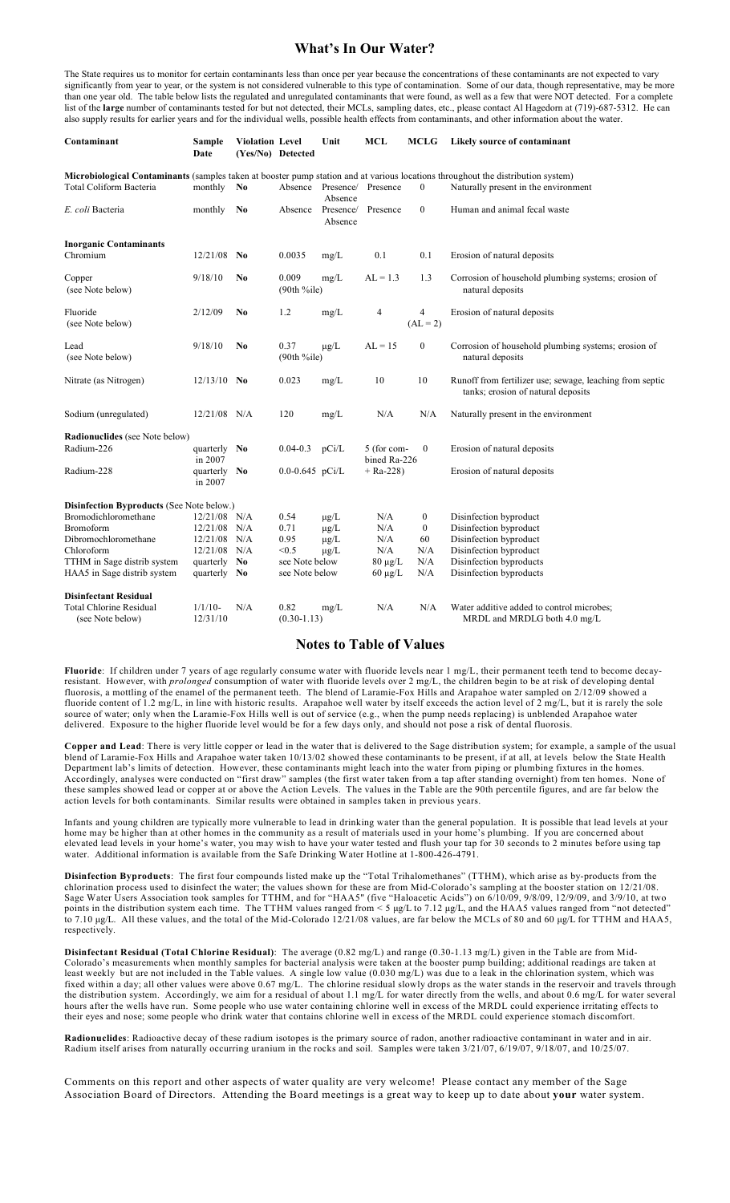# What's In Our Water?

The State requires us to monitor for certain contaminants less than once per year because the concentrations of these contaminants are not expected to vary significantly from year to year, or the system is not considered vulnerable to this type of contamination. Some of our data, though representative, may be more than one year old. The table below lists the regulated and unregulated contaminants that were found, as well as a few that were NOT detected. For a complete list of the **large** number of contaminants tested for but not detected, their MCLs, sampling dates, etc., please contact Al Hagedorn at (719)-687-5312. He can also supply results for earlier years and for the individual wells, possible health effects from contaminants, and other information about the water.

| Contaminant | Sample Date | Violation (Yes/No) | Level Detected | Unit | MCL | MCLG | Likely source of contaminant |
|---|---|---|---|---|---|---|---|
| **Microbiological Contaminants** (samples taken at booster pump station and at various locations throughout the distribution system) | | | | | | | |
| Total Coliform Bacteria | monthly | **No** | Absence | Presence/ Absence | Presence | 0 | Naturally present in the environment |
| *E. coli* Bacteria | monthly | **No** | Absence | Presence/ Absence | Presence | 0 | Human and animal fecal waste |
| **Inorganic Contaminants** | | | | | | | |
| Chromium | 12/21/08 | **No** | 0.0035 | mg/L | 0.1 | 0.1 | Erosion of natural deposits |
| Copper (see Note below) | 9/18/10 | **No** | 0.009 (90th %ile) | mg/L | AL = 1.3 | 1.3 | Corrosion of household plumbing systems; erosion of natural deposits |
| Fluoride (see Note below) | 2/12/09 | **No** | 1.2 | mg/L | 4 | 4 (AL = 2) | Erosion of natural deposits |
| Lead (see Note below) | 9/18/10 | **No** | 0.37 (90th %ile) | μg/L | AL = 15 | 0 | Corrosion of household plumbing systems; erosion of natural deposits |
| Nitrate (as Nitrogen) | 12/13/10 | **No** | 0.023 | mg/L | 10 | 10 | Runoff from fertilizer use; sewage, leaching from septic tanks; erosion of natural deposits |
| Sodium (unregulated) | 12/21/08 | N/A | 120 | mg/L | N/A | N/A | Naturally present in the environment |
| **Radionuclides** (see Note below) | | | | | | | |
| Radium-226 | quarterly in 2007 | **No** | 0.04-0.3 | pCi/L | 5 (for combined Ra-226 + Ra-228) | 0 | Erosion of natural deposits |
| Radium-228 | quarterly in 2007 | **No** | 0.0-0.645 | pCi/L | | | Erosion of natural deposits |
| **Disinfection Byproducts** (See Note below.) | | | | | | | |
| Bromodichloromethane | 12/21/08 | N/A | 0.54 | μg/L | N/A | 0 | Disinfection byproduct |
| Bromoform | 12/21/08 | N/A | 0.71 | μg/L | N/A | 0 | Disinfection byproduct |
| Dibromochloromethane | 12/21/08 | N/A | 0.95 | μg/L | N/A | 60 | Disinfection byproduct |
| Chloroform | 12/21/08 | N/A | <0.5 | μg/L | N/A | N/A | Disinfection byproduct |
| TTHM in Sage distrib system | quarterly | **No** | see Note below | | 80 μg/L | N/A | Disinfection byproducts |
| HAA5 in Sage distrib system | quarterly | **No** | see Note below | | 60 μg/L | N/A | Disinfection byproducts |
| **Disinfectant Residual** | | | | | | | |
| Total Chlorine Residual (see Note below) | 1/1/10-12/31/10 | N/A | 0.82 (0.30-1.13) | mg/L | N/A | N/A | Water additive added to control microbes; MRDL and MRDLG both 4.0 mg/L |

## Notes to Table of Values

**Fluoride**: If children under 7 years of age regularly consume water with fluoride levels near 1 mg/L, their permanent teeth tend to become decay-resistant. However, with *prolonged* consumption of water with fluoride levels over 2 mg/L, the children begin to be at risk of developing dental fluorosis, a mottling of the enamel of the permanent teeth. The blend of Laramie-Fox Hills and Arapahoe water sampled on 2/12/09 showed a fluoride content of 1.2 mg/L, in line with historic results. Arapahoe well water by itself exceeds the action level of 2 mg/L, but it is rarely the sole source of water; only when the Laramie-Fox Hills well is out of service (e.g., when the pump needs replacing) is unblended Arapahoe water delivered. Exposure to the higher fluoride level would be for a few days only, and should not pose a risk of dental fluorosis.

**Copper and Lead**: There is very little copper or lead in the water that is delivered to the Sage distribution system; for example, a sample of the usual blend of Laramie-Fox Hills and Arapahoe water taken 10/13/02 showed these contaminants to be present, if at all, at levels below the State Health Department lab's limits of detection. However, these contaminants might leach into the water from piping or plumbing fixtures in the homes. Accordingly, analyses were conducted on "first draw" samples (the first water taken from a tap after standing overnight) from ten homes. None of these samples showed lead or copper at or above the Action Levels. The values in the Table are the 90th percentile figures, and are far below the action levels for both contaminants. Similar results were obtained in samples taken in previous years.

Infants and young children are typically more vulnerable to lead in drinking water than the general population. It is possible that lead levels at your home may be higher than at other homes in the community as a result of materials used in your home's plumbing. If you are concerned about elevated lead levels in your home's water, you may wish to have your water tested and flush your tap for 30 seconds to 2 minutes before using tap water. Additional information is available from the Safe Drinking Water Hotline at 1-800-426-4791.

**Disinfection Byproducts**: The first four compounds listed make up the "Total Trihalomethanes" (TTHM), which arise as by-products from the chlorination process used to disinfect the water; the values shown for these are from Mid-Colorado's sampling at the booster station on 12/21/08. Sage Water Users Association took samples for TTHM, and for "HAA5" (five "Haloacetic Acids") on 6/10/09, 9/8/09, 12/9/09, and 3/9/10, at two points in the distribution system each time. The TTHM values ranged from < 5 μg/L to 7.12 μg/L, and the HAA5 values ranged from "not detected" to 7.10 μg/L. All these values, and the total of the Mid-Colorado 12/21/08 values, are far below the MCLs of 80 and 60 μg/L for TTHM and HAA5, respectively.

**Disinfectant Residual (Total Chlorine Residual)**: The average (0.82 mg/L) and range (0.30-1.13 mg/L) given in the Table are from Mid-Colorado's measurements when monthly samples for bacterial analysis were taken at the booster pump building; additional readings are taken at least weekly but are not included in the Table values. A single low value (0.030 mg/L) was due to a leak in the chlorination system, which was fixed within a day; all other values were above 0.67 mg/L. The chlorine residual slowly drops as the water stands in the reservoir and travels through the distribution system. Accordingly, we aim for a residual of about 1.1 mg/L for water directly from the wells, and about 0.6 mg/L for water several hours after the wells have run. Some people who use water containing chlorine well in excess of the MRDL could experience irritating effects to their eyes and nose; some people who drink water that contains chlorine well in excess of the MRDL could experience stomach discomfort.

**Radionuclides**: Radioactive decay of these radium isotopes is the primary source of radon, another radioactive contaminant in water and in air. Radium itself arises from naturally occurring uranium in the rocks and soil. Samples were taken 3/21/07, 6/19/07, 9/18/07, and 10/25/07.

Comments on this report and other aspects of water quality are very welcome! Please contact any member of the Sage Association Board of Directors. Attending the Board meetings is a great way to keep up to date about **your** water system.